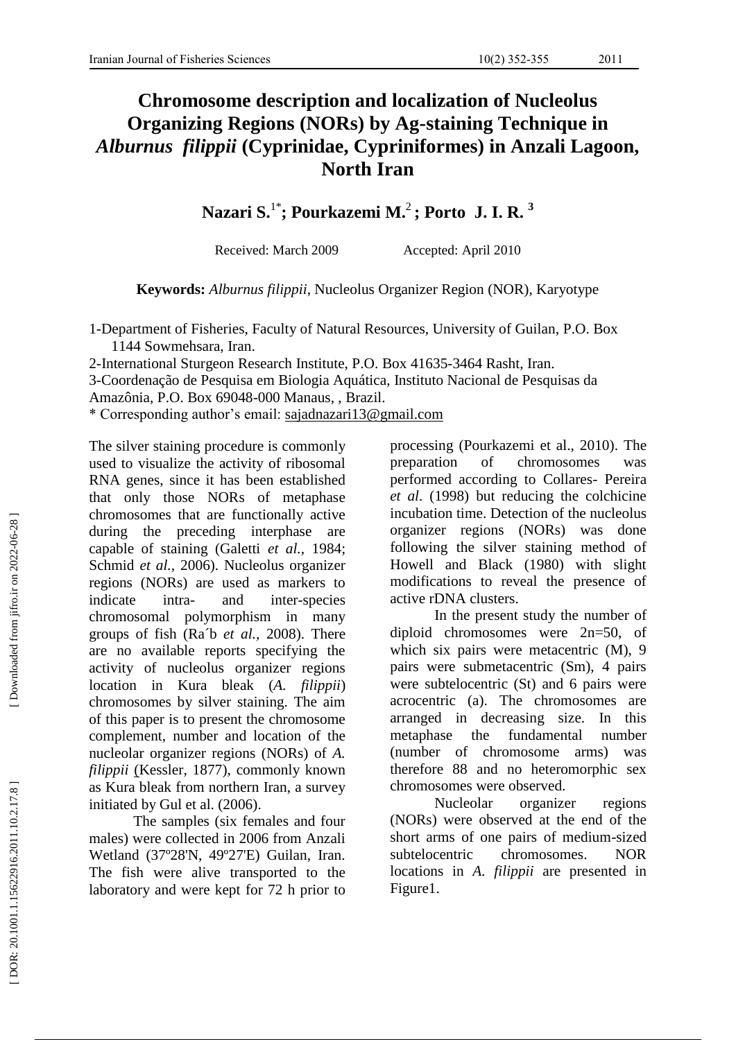# Chromosome description and localization of Nucleolus Organizing Regions (NORs) by Ag-staining Technique in *Alburnus filippii* (Cyprinidae, Cypriniformes) in Anzali Lagoon, North Iran

**Nazari S.**[1*]**; Pourkazemi M.**[2]**; Porto J. I. R.**[3]

Received: March 2009 Accepted: April 2010

**Keywords:** *Alburnus filippii*, Nucleolus Organizer Region (NOR), Karyotype

1-Department of Fisheries, Faculty of Natural Resources, University of Guilan, P.O. Box 1144 Sowmehsara, Iran.

2-International Sturgeon Research Institute, P.O. Box 41635-3464 Rasht, Iran.

3-Coordenação de Pesquisa em Biologia Aquática, Instituto Nacional de Pesquisas da Amazônia, P.O. Box 69048-000 Manaus, , Brazil.

\* Corresponding author's email: sajadnazari13@gmail.com

The silver staining procedure is commonly used to visualize the activity of ribosomal RNA genes, since it has been established that only those NORs of metaphase chromosomes that are functionally active during the preceding interphase are capable of staining (Galetti *et al.,* 1984; Schmid *et al.,* 2006). Nucleolus organizer regions (NORs) are used as markers to indicate intra- and inter-species chromosomal polymorphism in many groups of fish (Ra´b *et al.,* 2008). There are no available reports specifying the activity of nucleolus organizer regions location in Kura bleak (*A. filippii*) chromosomes by silver staining. The aim of this paper is to present the chromosome complement, number and location of the nucleolar organizer regions (NORs) of *A. filippii* (Kessler, 1877), commonly known as Kura bleak from northern Iran, a survey initiated by Gul et al. (2006).

The samples (six females and four males) were collected in 2006 from Anzali Wetland (37º28'N, 49º27'E) Guilan, Iran. The fish were alive transported to the laboratory and were kept for 72 h prior to processing (Pourkazemi et al., 2010). The preparation of chromosomes was performed according to Collares- Pereira *et al*. (1998) but reducing the colchicine incubation time. Detection of the nucleolus organizer regions (NORs) was done following the silver staining method of Howell and Black (1980) with slight modifications to reveal the presence of active rDNA clusters.

In the present study the number of diploid chromosomes were 2n=50, of which six pairs were metacentric (M), 9 pairs were submetacentric (Sm), 4 pairs were subtelocentric (St) and 6 pairs were acrocentric (a). The chromosomes are arranged in decreasing size. In this metaphase the fundamental number (number of chromosome arms) was therefore 88 and no heteromorphic sex chromosomes were observed.

Nucleolar organizer regions (NORs) were observed at the end of the short arms of one pairs of medium-sized subtelocentric chromosomes. NOR locations in *A. filippii* are presented in Figure1.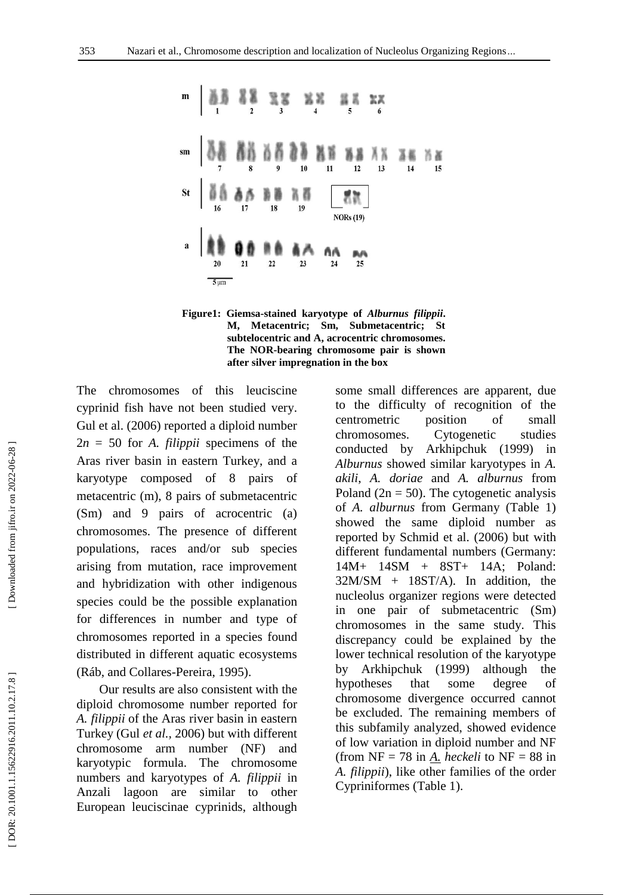**Figure1: Giemsa-stained karyotype of *Alburnus filippii*. M, Metacentric; Sm, Submetacentric; St subtelocentric and A, acrocentric chromosomes. The NOR-bearing chromosome pair is shown after silver impregnation in the box**

The chromosomes of this leuciscine cyprinid fish have not been studied very. Gul et al. (2006) reported a diploid number $2n = 50$ for *A. filippii* specimens of the Aras river basin in eastern Turkey, and a karyotype composed of 8 pairs of metacentric (m), 8 pairs of submetacentric (Sm) and 9 pairs of acrocentric (a) chromosomes. The presence of different populations, races and/or sub species arising from mutation, race improvement and hybridization with other indigenous species could be the possible explanation for differences in number and type of chromosomes reported in a species found distributed in different aquatic ecosystems (Ráb, and Collares-Pereira, 1995).

Our results are also consistent with the diploid chromosome number reported for *A. filippii* of the Aras river basin in eastern Turkey (Gul *et al.,* 2006) but with different chromosome arm number (NF) and karyotypic formula. The chromosome numbers and karyotypes of *A. filippii* in Anzali lagoon are similar to other European leuciscinae cyprinids, although some small differences are apparent, due to the difficulty of recognition of the centrometric position of small chromosomes. Cytogenetic studies conducted by Arkhipchuk (1999) in *Alburnus* showed similar karyotypes in *A. akili*, *A. doriae* and *A. alburnus* from Poland ($2n = 50$). The cytogenetic analysis of *A. alburnus* from Germany (Table 1) showed the same diploid number as reported by Schmid et al. (2006) but with different fundamental numbers (Germany: 14M+ 14SM + 8ST+ 14A; Poland: 32M/SM + 18ST/A). In addition, the nucleolus organizer regions were detected in one pair of submetacentric (Sm) chromosomes in the same study. This discrepancy could be explained by the lower technical resolution of the karyotype by Arkhipchuk (1999) although the hypotheses that some degree of chromosome divergence occurred cannot be excluded. The remaining members of this subfamily analyzed, showed evidence of low variation in diploid number and NF (from NF = 78 in *A. heckeli* to NF = 88 in *A. filippii*), like other families of the order Cypriniformes (Table 1).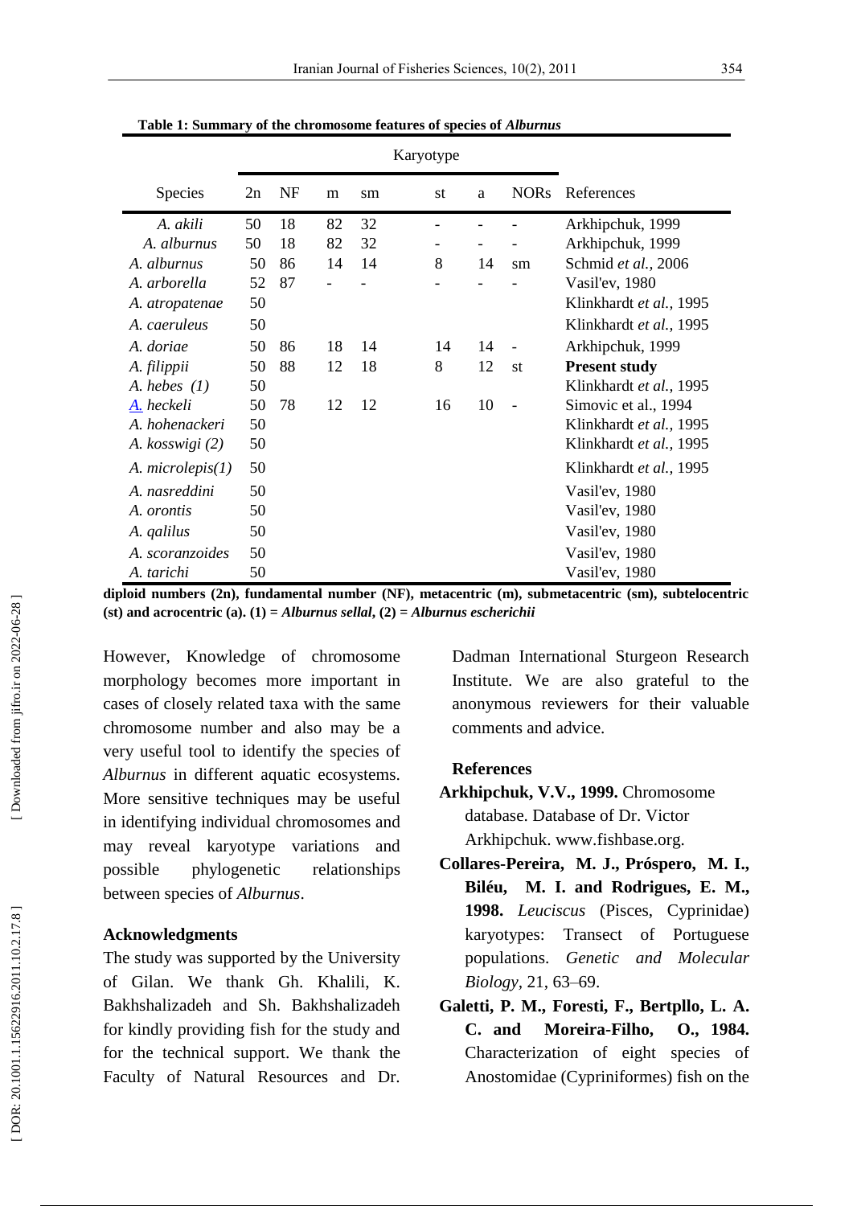**Table 1: Summary of the chromosome features of species of *Alburnus***

| Species | Karyotype | | | | | | | References |
|---|---|---|---|---|---|---|---|---|
| | 2n | NF | m | sm | st | a | NORs | |
| *A. akili* | 50 | 18 | 82 | 32 | - | - | - | Arkhipchuk, 1999 |
| *A. alburnus* | 50 | 18 | 82 | 32 | - | - | - | Arkhipchuk, 1999 |
| *A. alburnus* | 50 | 86 | 14 | 14 | 8 | 14 | sm | Schmid *et al.*, 2006 |
| *A. arborella* | 52 | 87 | - | - | - | - | - | Vasil'ev, 1980 |
| *A. atropatenae* | 50 | | | | | | | Klinkhardt *et al.*, 1995 |
| *A. caeruleus* | 50 | | | | | | | Klinkhardt *et al.*, 1995 |
| *A. doriae* | 50 | 86 | 18 | 14 | 14 | 14 | - | Arkhipchuk, 1999 |
| *A. filippii* | 50 | 88 | 12 | 18 | 8 | 12 | st | **Present study** |
| *A. hebes (1)* | 50 | | | | | | | Klinkhardt *et al.*, 1995 |
| *A. heckeli* | 50 | 78 | 12 | 12 | 16 | 10 | - | Simovic et al., 1994 |
| *A. hohenackeri* | 50 | | | | | | | Klinkhardt *et al.*, 1995 |
| *A. kosswigi (2)* | 50 | | | | | | | Klinkhardt *et al.*, 1995 |
| *A. microlepis(1)* | 50 | | | | | | | Klinkhardt *et al.*, 1995 |
| *A. nasreddini* | 50 | | | | | | | Vasil'ev, 1980 |
| *A. orontis* | 50 | | | | | | | Vasil'ev, 1980 |
| *A. qalilus* | 50 | | | | | | | Vasil'ev, 1980 |
| *A. scoranzoides* | 50 | | | | | | | Vasil'ev, 1980 |
| *A. tarichi* | 50 | | | | | | | Vasil'ev, 1980 |

**diploid numbers (2n), fundamental number (NF), metacentric (m), submetacentric (sm), subtelocentric (st) and acrocentric (a). (1) = *Alburnus sellal*, (2) = *Alburnus escherichii***

However, Knowledge of chromosome morphology becomes more important in cases of closely related taxa with the same chromosome number and also may be a very useful tool to identify the species of *Alburnus* in different aquatic ecosystems. More sensitive techniques may be useful in identifying individual chromosomes and may reveal karyotype variations and possible phylogenetic relationships between species of *Alburnus*.

## Acknowledgments

The study was supported by the University of Gilan. We thank Gh. Khalili, K. Bakhshalizadeh and Sh. Bakhshalizadeh for kindly providing fish for the study and for the technical support. We thank the Faculty of Natural Resources and Dr. Dadman International Sturgeon Research Institute. We are also grateful to the anonymous reviewers for their valuable comments and advice.

## References

**Arkhipchuk, V.V., 1999.** Chromosome database. Database of Dr. Victor Arkhipchuk. www.fishbase.org.

**Collares-Pereira, M. J., Próspero, M. I., Biléu, M. I. and Rodrigues, E. M., 1998.** *Leuciscus* (Pisces, Cyprinidae) karyotypes: Transect of Portuguese populations. *Genetic and Molecular Biology*, 21, 63–69.

**Galetti, P. M., Foresti, F., Bertpllo, L. A. C. and Moreira-Filho, O., 1984.** Characterization of eight species of Anostomidae (Cypriniformes) fish on the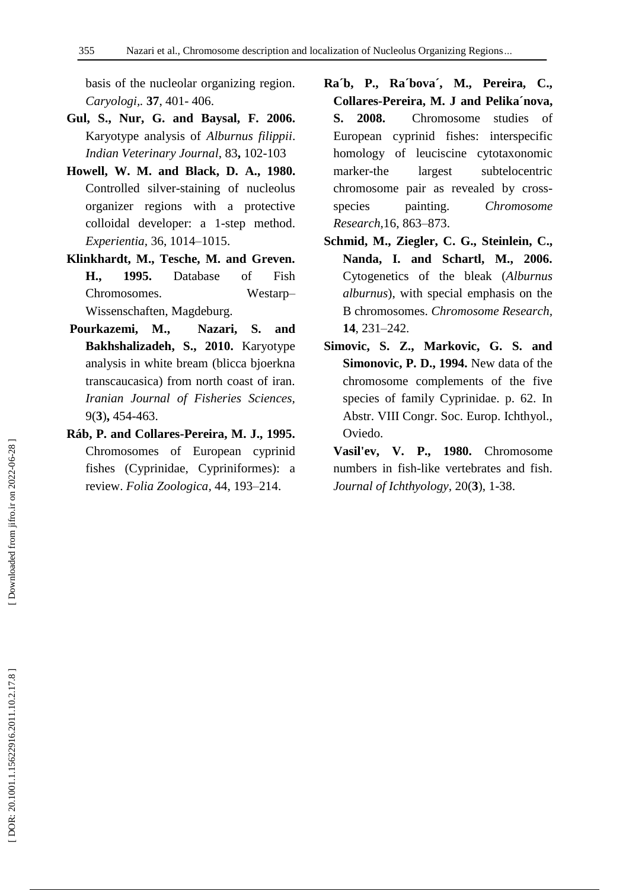basis of the nucleolar organizing region. *Caryologi*,. **37**, 401- 406.

**Gul, S., Nur, G. and Baysal, F. 2006.** Karyotype analysis of *Alburnus filippii*. *Indian Veterinary Journal*, 83**,** 102-103

**Howell, W. M. and Black, D. A., 1980.** Controlled silver-staining of nucleolus organizer regions with a protective colloidal developer: a 1-step method. *Experientia*, 36, 1014–1015.

**Klinkhardt, M., Tesche, M. and Greven. H., 1995.** Database of Fish Chromosomes. Westarp–Wissenschaften, Magdeburg.

**Pourkazemi, M., Nazari, S. and Bakhshalizadeh, S., 2010.** Karyotype analysis in white bream (blicca bjoerkna transcaucasica) from north coast of iran. *Iranian Journal of Fisheries Sciences*, 9(**3**)**,** 454-463.

**Ráb, P. and Collares-Pereira, M. J., 1995.** Chromosomes of European cyprinid fishes (Cyprinidae, Cypriniformes): a review. *Folia Zoologica*, 44, 193–214.

**Ra´b, P., Ra´bova´, M., Pereira, C., Collares-Pereira, M. J and Pelika´nova, S. 2008.** Chromosome studies of European cyprinid fishes: interspecific homology of leuciscine cytotaxonomic marker-the largest subtelocentric chromosome pair as revealed by cross-species painting. *Chromosome Research*,16, 863–873.

**Schmid, M., Ziegler, C. G., Steinlein, C., Nanda, I. and Schartl, M., 2006.** Cytogenetics of the bleak (*Alburnus alburnus*), with special emphasis on the B chromosomes. *Chromosome Research*, **14**, 231–242.

**Simovic, S. Z., Markovic, G. S. and Simonovic, P. D., 1994.** New data of the chromosome complements of the five species of family Cyprinidae. p. 62. In Abstr. VIII Congr. Soc. Europ. Ichthyol., Oviedo.

**Vasil'ev, V. P., 1980.** Chromosome numbers in fish-like vertebrates and fish. *Journal of Ichthyology*, 20(**3**), 1-38.